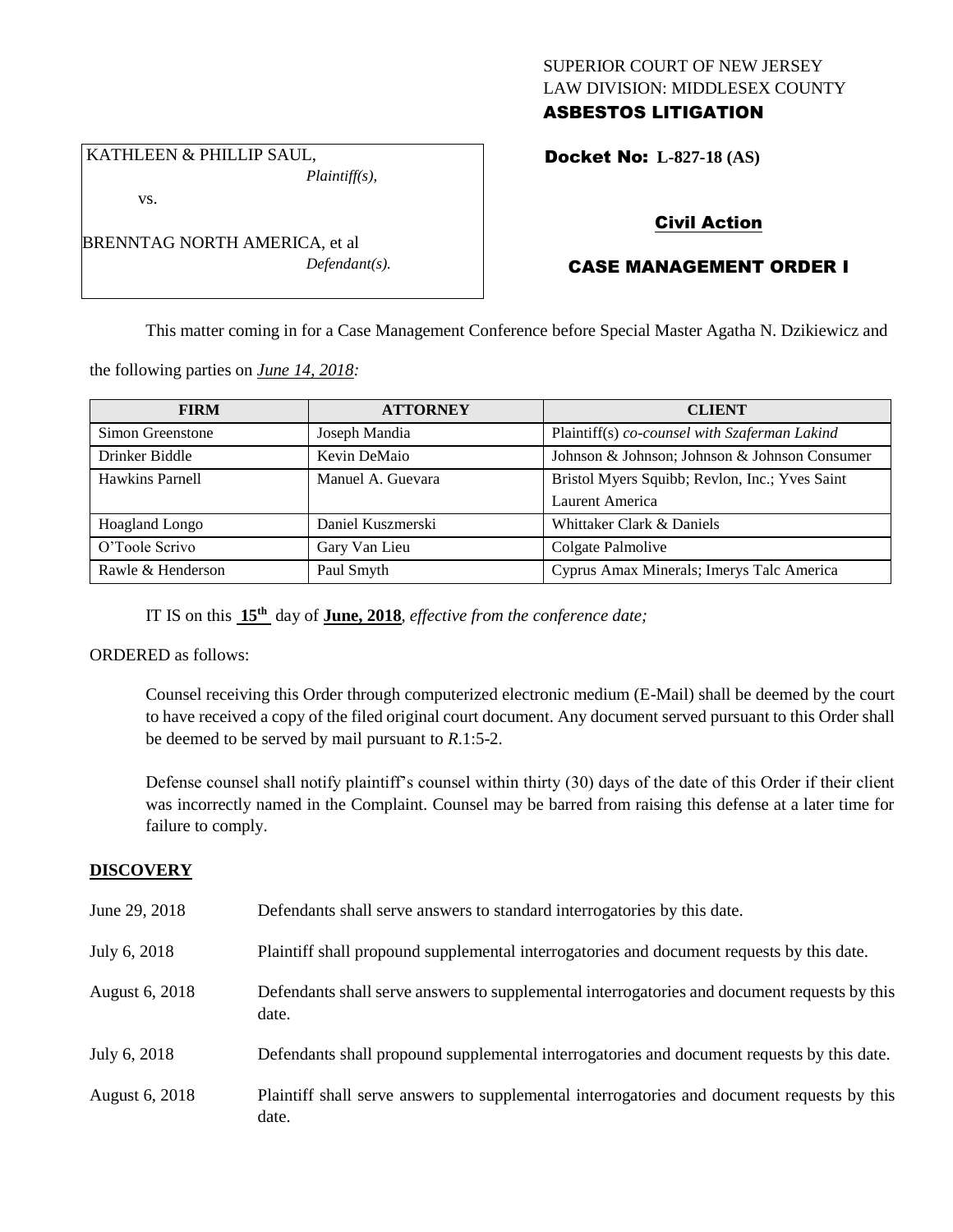SUPERIOR COURT OF NEW JERSEY
LAW DIVISION: MIDDLESEX COUNTY
**ASBESTOS LITIGATION**

KATHLEEN & PHILLIP SAUL,
*Plaintiff(s),*
vs.
BRENNTAG NORTH AMERICA, et al
*Defendant(s).*

**Docket No: L-827-18 (AS)**

**Civil Action**

**CASE MANAGEMENT ORDER I**

This matter coming in for a Case Management Conference before Special Master Agatha N. Dzikiewicz and the following parties on *June 14, 2018:*

| FIRM | ATTORNEY | CLIENT |
|---|---|---|
| Simon Greenstone | Joseph Mandia | Plaintiff(s) *co-counsel with Szaferman Lakind* |
| Drinker Biddle | Kevin DeMaio | Johnson & Johnson; Johnson & Johnson Consumer |
| Hawkins Parnell | Manuel A. Guevara | Bristol Myers Squibb; Revlon, Inc.; Yves Saint Laurent America |
| Hoagland Longo | Daniel Kuszmerski | Whittaker Clark & Daniels |
| O'Toole Scrivo | Gary Van Lieu | Colgate Palmolive |
| Rawle & Henderson | Paul Smyth | Cyprus Amax Minerals; Imerys Talc America |

IT IS on this **15th** day of **June, 2018**, *effective from the conference date;*

ORDERED as follows:

Counsel receiving this Order through computerized electronic medium (E-Mail) shall be deemed by the court to have received a copy of the filed original court document. Any document served pursuant to this Order shall be deemed to be served by mail pursuant to *R*.1:5-2.

Defense counsel shall notify plaintiff's counsel within thirty (30) days of the date of this Order if their client was incorrectly named in the Complaint. Counsel may be barred from raising this defense at a later time for failure to comply.

## DISCOVERY

| | |
|---|---|
| June 29, 2018 | Defendants shall serve answers to standard interrogatories by this date. |
| July 6, 2018 | Plaintiff shall propound supplemental interrogatories and document requests by this date. |
| August 6, 2018 | Defendants shall serve answers to supplemental interrogatories and document requests by this date. |
| July 6, 2018 | Defendants shall propound supplemental interrogatories and document requests by this date. |
| August 6, 2018 | Plaintiff shall serve answers to supplemental interrogatories and document requests by this date. |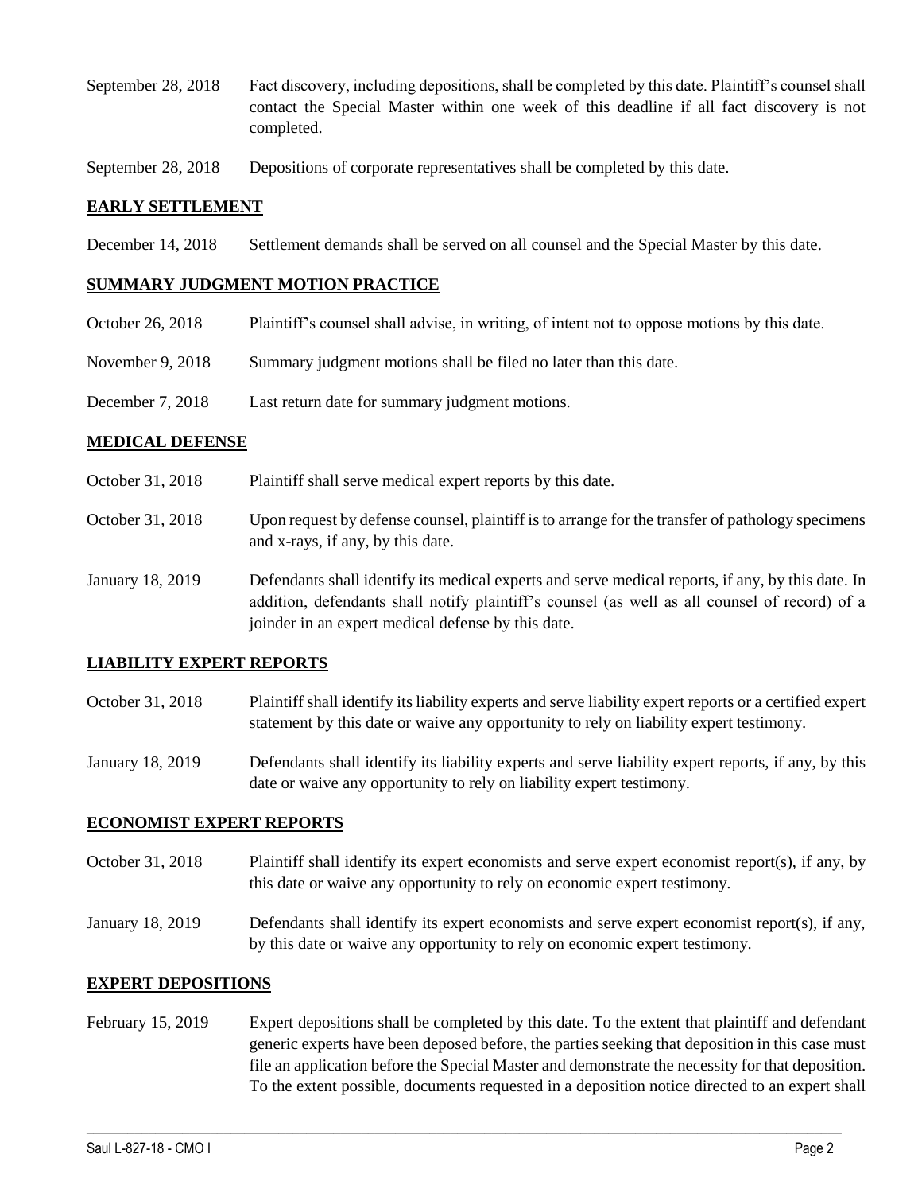September 28, 2018 Fact discovery, including depositions, shall be completed by this date. Plaintiff's counsel shall contact the Special Master within one week of this deadline if all fact discovery is not completed.

September 28, 2018 Depositions of corporate representatives shall be completed by this date.

**EARLY SETTLEMENT**

December 14, 2018 Settlement demands shall be served on all counsel and the Special Master by this date.

**SUMMARY JUDGMENT MOTION PRACTICE**

October 26, 2018 Plaintiff's counsel shall advise, in writing, of intent not to oppose motions by this date.

November 9, 2018 Summary judgment motions shall be filed no later than this date.

December 7, 2018 Last return date for summary judgment motions.

**MEDICAL DEFENSE**

October 31, 2018 Plaintiff shall serve medical expert reports by this date.

October 31, 2018 Upon request by defense counsel, plaintiff is to arrange for the transfer of pathology specimens and x-rays, if any, by this date.

January 18, 2019 Defendants shall identify its medical experts and serve medical reports, if any, by this date. In addition, defendants shall notify plaintiff's counsel (as well as all counsel of record) of a joinder in an expert medical defense by this date.

**LIABILITY EXPERT REPORTS**

October 31, 2018 Plaintiff shall identify its liability experts and serve liability expert reports or a certified expert statement by this date or waive any opportunity to rely on liability expert testimony.

January 18, 2019 Defendants shall identify its liability experts and serve liability expert reports, if any, by this date or waive any opportunity to rely on liability expert testimony.

**ECONOMIST EXPERT REPORTS**

October 31, 2018 Plaintiff shall identify its expert economists and serve expert economist report(s), if any, by this date or waive any opportunity to rely on economic expert testimony.

January 18, 2019 Defendants shall identify its expert economists and serve expert economist report(s), if any, by this date or waive any opportunity to rely on economic expert testimony.

**EXPERT DEPOSITIONS**

February 15, 2019 Expert depositions shall be completed by this date. To the extent that plaintiff and defendant generic experts have been deposed before, the parties seeking that deposition in this case must file an application before the Special Master and demonstrate the necessity for that deposition. To the extent possible, documents requested in a deposition notice directed to an expert shall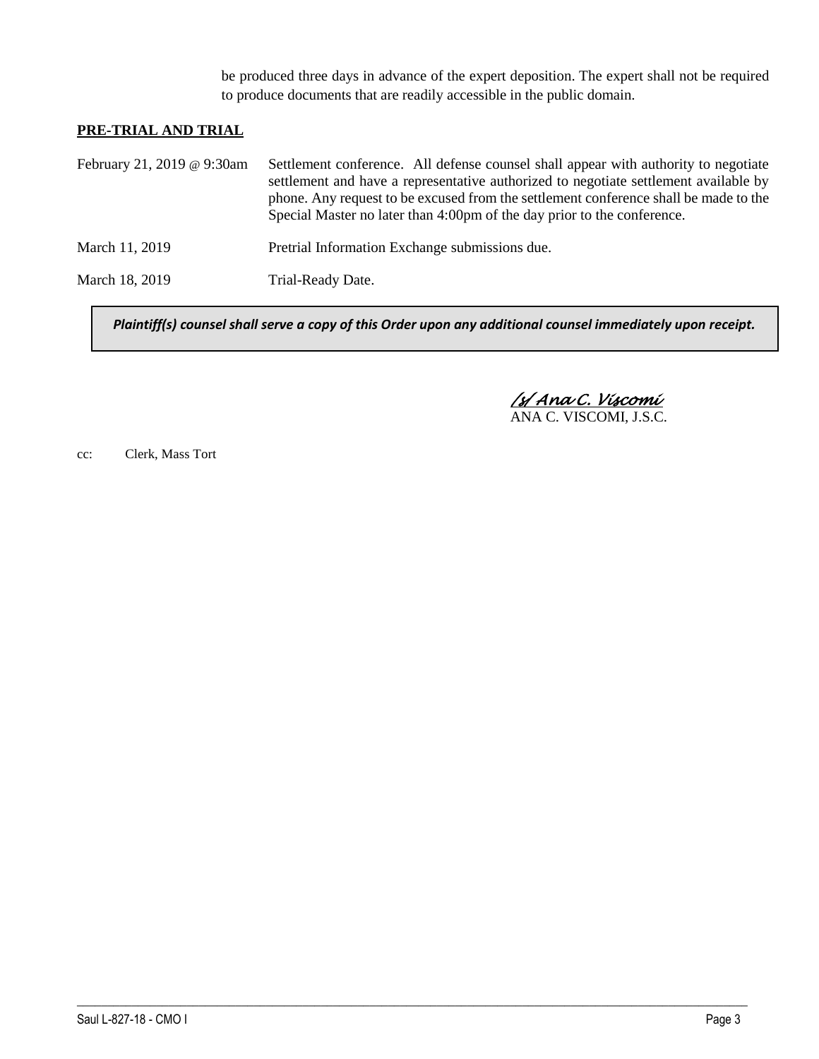be produced three days in advance of the expert deposition. The expert shall not be required to produce documents that are readily accessible in the public domain.

**PRE-TRIAL AND TRIAL**

| | |
|---|---|
| February 21, 2019 @ 9:30am | Settlement conference. All defense counsel shall appear with authority to negotiate settlement and have a representative authorized to negotiate settlement available by phone. Any request to be excused from the settlement conference shall be made to the Special Master no later than 4:00pm of the day prior to the conference. |
| March 11, 2019 | Pretrial Information Exchange submissions due. |
| March 18, 2019 | Trial-Ready Date. |

***Plaintiff(s) counsel shall serve a copy of this Order upon any additional counsel immediately upon receipt.***

/s/ Ana C. Viscomi
ANA C. VISCOMI, J.S.C.

cc: Clerk, Mass Tort